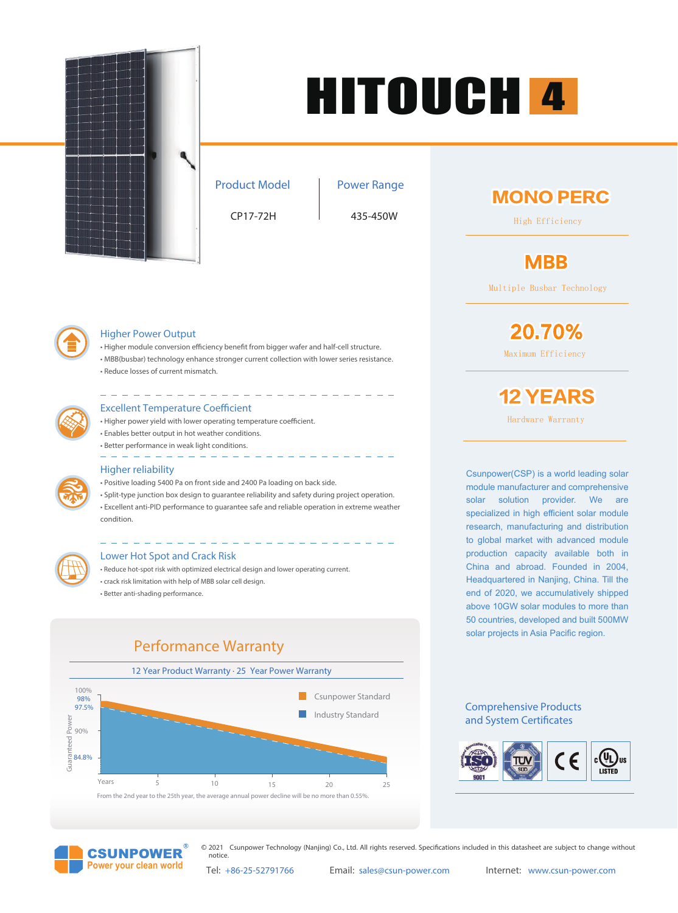# HITOUCH 4

| Product Model | Power Range |
| --- | --- |
| CP17-72H | 435-450W |

## MONO PERC

High Efficiency

## MBB

Multiple Busbar Technology

## 20.70%

Maximum Efficiency

## 12 YEARS

Hardware Warranty

### Higher Power Output

- Higher module conversion efficiency benefit from bigger wafer and half-cell structure.
- MBB(busbar) technology enhance stronger current collection with lower series resistance.
- Reduce losses of current mismatch.

### Excellent Temperature Coefficient

- Higher power yield with lower operating temperature coefficient.
- Enables better output in hot weather conditions.
- Better performance in weak light conditions.

### Higher reliability

- Positive loading 5400 Pa on front side and 2400 Pa loading on back side.
- Split-type junction box design to guarantee reliability and safety during project operation.
- Excellent anti-PID performance to guarantee safe and reliable operation in extreme weather condition.

### Lower Hot Spot and Crack Risk

- Reduce hot-spot risk with optimized electrical design and lower operating current.
- crack risk limitation with help of MBB solar cell design.
- Better anti-shading performance.

Csunpower(CSP) is a world leading solar module manufacturer and comprehensive solar solution provider. We are specialized in high efficient solar module research, manufacturing and distribution to global market with advanced module production capacity available both in China and abroad. Founded in 2004, Headquartered in Nanjing, China. Till the end of 2020, we accumulatively shipped above 10GW solar modules to more than 50 countries, developed and built 500MW solar projects in Asia Pacific region.

## Performance Warranty

12 Year Product Warranty · 25 Year Power Warranty

Guaranteed Power: 100%, 98%, 97.5%, 90%, 84.8%

Years: 5, 10, 15, 20, 25

Csunpower Standard

Industry Standard

From the 2nd year to the 25th year, the average annual power decline will be no more than 0.55%.

### Comprehensive Products and System Certificates

ISO 9001 · TÜV SÜD · CE · cULus LISTED

CSUNPOWER®
Power your clean world

© 2021 Csunpower Technology (Nanjing) Co., Ltd. All rights reserved. Specifications included in this datasheet are subject to change without notice.

Tel: +86-25-52791766 Email: sales@csun-power.com Internet: www.csun-power.com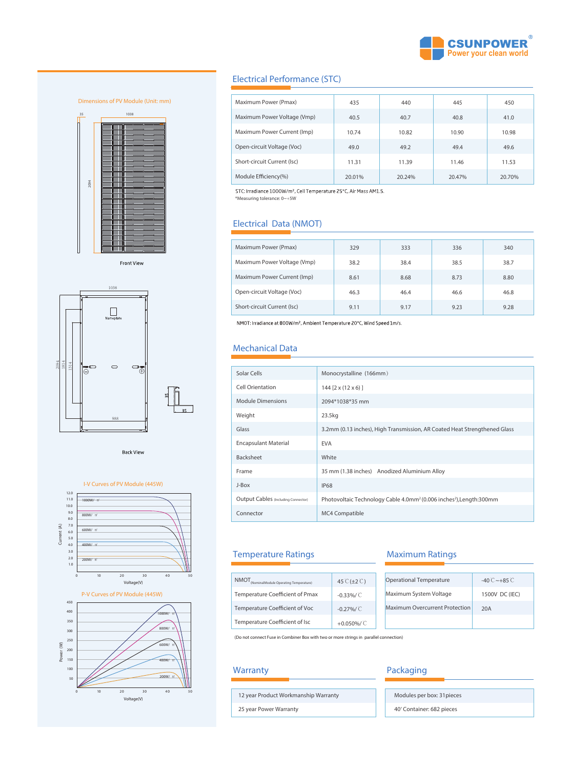CSUNPOWER®
Power your clean world

Dimensions of PV Module (Unit: mm)

35
1038
2094

Front View

1038
Nameplate
2094
1814
1314
988
35
35

Back View

I-V Curves of PV Module (445W)

12.0
11.0
10.0
9.0
8.0
7.0
6.0
5.0
4.0
3.0
2.0
1.0

1000W/㎡
800W/㎡
600W/㎡
400W/㎡
200W/㎡

Current (A)

0 10 20 30 40 50
Voltage(V)

P-V Curves of PV Module (445W)

450
400
350
300
250
200
150
100
50

1000W/㎡
800W/㎡
600W/㎡
400W/㎡
200W/㎡

Power (W)

0 10 20 30 40 50
Voltage(V)

## Electrical Performance (STC)

| | | | | |
|---|---|---|---|---|
| Maximum Power (Pmax) | 435 | 440 | 445 | 450 |
| Maximum Power Voltage (Vmp) | 40.5 | 40.7 | 40.8 | 41.0 |
| Maximum Power Current (Imp) | 10.74 | 10.82 | 10.90 | 10.98 |
| Open-circuit Voltage (Voc) | 49.0 | 49.2 | 49.4 | 49.6 |
| Short-circuit Current (Isc) | 11.31 | 11.39 | 11.46 | 11.53 |
| Module Efficiency(%) | 20.01% | 20.24% | 20.47% | 20.70% |

STC: Irradiance 1000W/m², Cell Temperature 25°C, Air Mass AM1.5.
*Measuring tolerance: 0~+5W

## Electrical Data (NMOT)

| | | | | |
|---|---|---|---|---|
| Maximum Power (Pmax) | 329 | 333 | 336 | 340 |
| Maximum Power Voltage (Vmp) | 38.2 | 38.4 | 38.5 | 38.7 |
| Maximum Power Current (Imp) | 8.61 | 8.68 | 8.73 | 8.80 |
| Open-circuit Voltage (Voc) | 46.3 | 46.4 | 46.6 | 46.8 |
| Short-circuit Current (Isc) | 9.11 | 9.17 | 9.23 | 9.28 |

NMOT: Irradiance at 800W/m², Ambient Temperature 20°C, Wind Speed 1m/s.

## Mechanical Data

| | |
|---|---|
| Solar Cells | Monocrystalline (166mm) |
| Cell Orientation | 144 [2 x (12 x 6) ] |
| Module Dimensions | 2094*1038*35 mm |
| Weight | 23.5kg |
| Glass | 3.2mm (0.13 inches), High Transmission, AR Coated Heat Strengthened Glass |
| Encapsulant Material | EVA |
| Backsheet | White |
| Frame | 35 mm (1.38 inches) Anodized Aluminium Alloy |
| J-Box | IP68 |
| Output Cables (Including Connector) | Photovoltaic Technology Cable 4.0mm² (0.006 inches²),Length:300mm |
| Connector | MC4 Compatible |

## Temperature Ratings

| | |
|---|---|
| NMOT (Nominal Module Operating Temperature) | 45℃(±2℃) |
| Temperature Coefficient of Pmax | -0.33%/℃ |
| Temperature Coefficient of Voc | -0.27%/℃ |
| Temperature Coefficient of Isc | +0.050%/℃ |

## Maximum Ratings

| | |
|---|---|
| Operational Temperature | -40℃~+85℃ |
| Maximum System Voltage | 1500V DC (IEC) |
| Maximum Overcurrent Protection | 20A |

(Do not connect Fuse in Combiner Box with two or more strings in parallel connection)

## Warranty

| |
|---|
| 12 year Product Workmanship Warranty |
| 25 year Power Warranty |

## Packaging

| |
|---|
| Modules per box: 31pieces |
| 40' Container: 682 pieces |